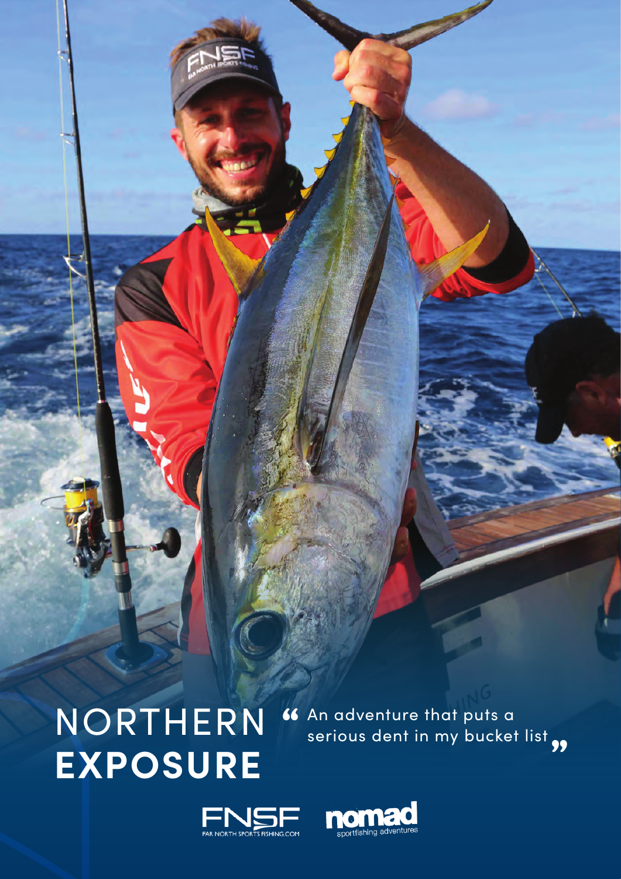# NORTHERN **EXPOSURE**

" An adventure that puts a serious dent in my bucket list "

FNSF FAR NORTH SPORTS FISHING.COM

nomad sportfishing adventures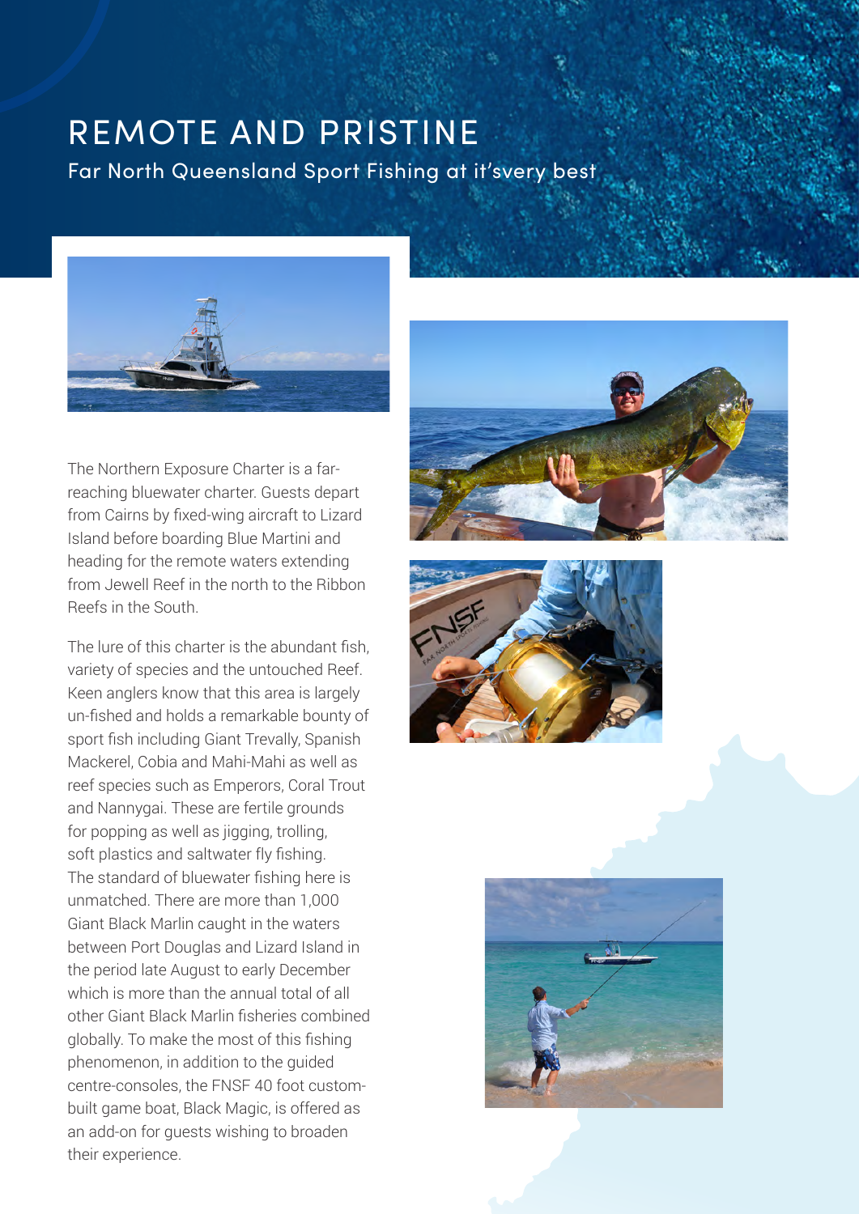# REMOTE AND PRISTINE

## Far North Queensland Sport Fishing at it'svery best

The Northern Exposure Charter is a far-reaching bluewater charter. Guests depart from Cairns by fixed-wing aircraft to Lizard Island before boarding Blue Martini and heading for the remote waters extending from Jewell Reef in the north to the Ribbon Reefs in the South.

The lure of this charter is the abundant fish, variety of species and the untouched Reef. Keen anglers know that this area is largely un-fished and holds a remarkable bounty of sport fish including Giant Trevally, Spanish Mackerel, Cobia and Mahi-Mahi as well as reef species such as Emperors, Coral Trout and Nannygai. These are fertile grounds for popping as well as jigging, trolling, soft plastics and saltwater fly fishing. The standard of bluewater fishing here is unmatched. There are more than 1,000 Giant Black Marlin caught in the waters between Port Douglas and Lizard Island in the period late August to early December which is more than the annual total of all other Giant Black Marlin fisheries combined globally. To make the most of this fishing phenomenon, in addition to the guided centre-consoles, the FNSF 40 foot custom-built game boat, Black Magic, is offered as an add-on for guests wishing to broaden their experience.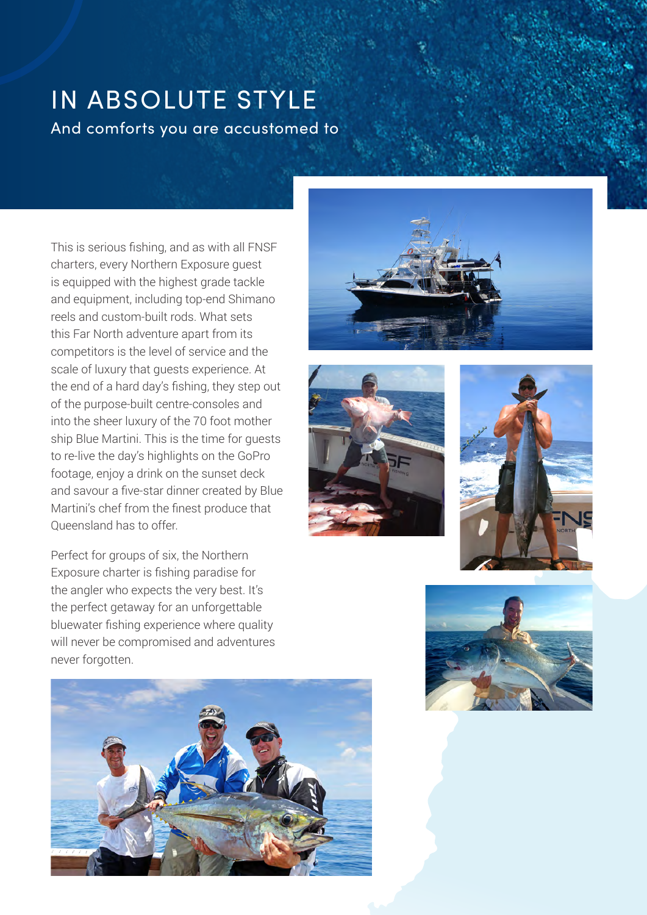# IN ABSOLUTE STYLE

## And comforts you are accustomed to

This is serious fishing, and as with all FNSF charters, every Northern Exposure guest is equipped with the highest grade tackle and equipment, including top-end Shimano reels and custom-built rods. What sets this Far North adventure apart from its competitors is the level of service and the scale of luxury that guests experience. At the end of a hard day's fishing, they step out of the purpose-built centre-consoles and into the sheer luxury of the 70 foot mother ship Blue Martini. This is the time for guests to re-live the day's highlights on the GoPro footage, enjoy a drink on the sunset deck and savour a five-star dinner created by Blue Martini's chef from the finest produce that Queensland has to offer.

Perfect for groups of six, the Northern Exposure charter is fishing paradise for the angler who expects the very best. It's the perfect getaway for an unforgettable bluewater fishing experience where quality will never be compromised and adventures never forgotten.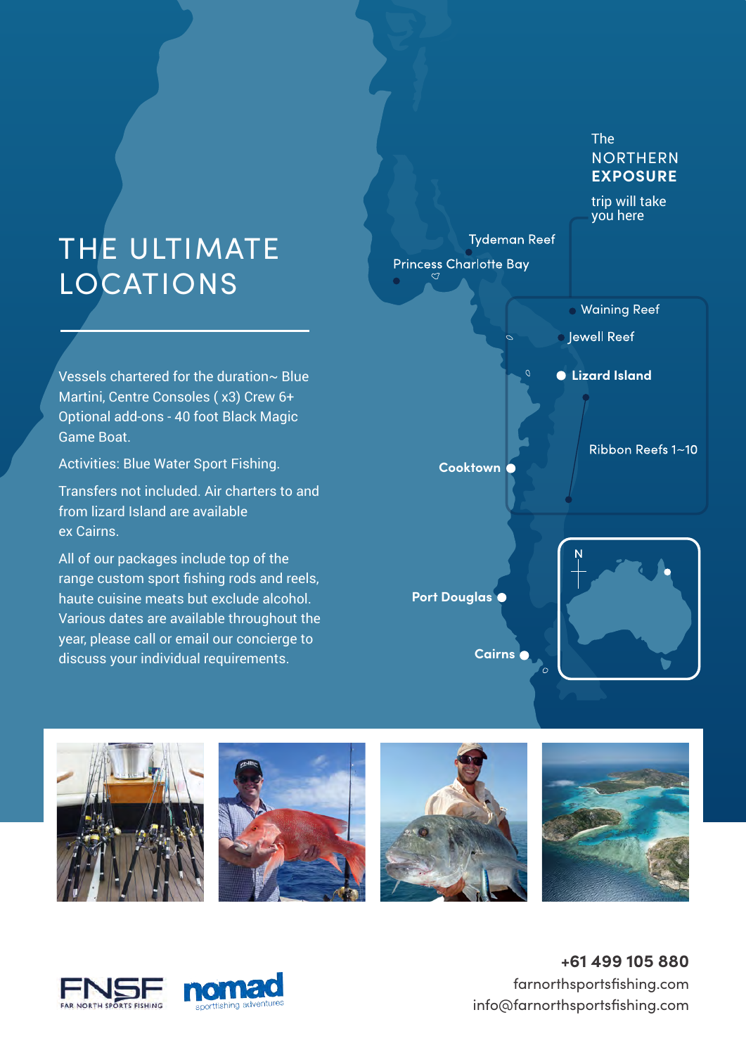# THE ULTIMATE LOCATIONS

Vessels chartered for the duration~ Blue Martini, Centre Consoles ( x3) Crew 6+ Optional add-ons - 40 foot Black Magic Game Boat.

Activities: Blue Water Sport Fishing.

Transfers not included. Air charters to and from lizard Island are available ex Cairns.

All of our packages include top of the range custom sport fishing rods and reels, haute cuisine meats but exclude alcohol. Various dates are available throughout the year, please call or email our concierge to discuss your individual requirements.

The NORTHERN **EXPOSURE** trip will take you here

Tydeman Reef

Princess Charlotte Bay

Waining Reef

Jewell Reef

**Lizard Island**

Ribbon Reefs 1~10

**Cooktown**

**Port Douglas**

**Cairns**

N

**+61 499 105 880**
farnorthsportsfishing.com
info@farnorthsportsfishing.com

FNSF FAR NORTH SPORTS FISHING

nomad sportfishing adventures